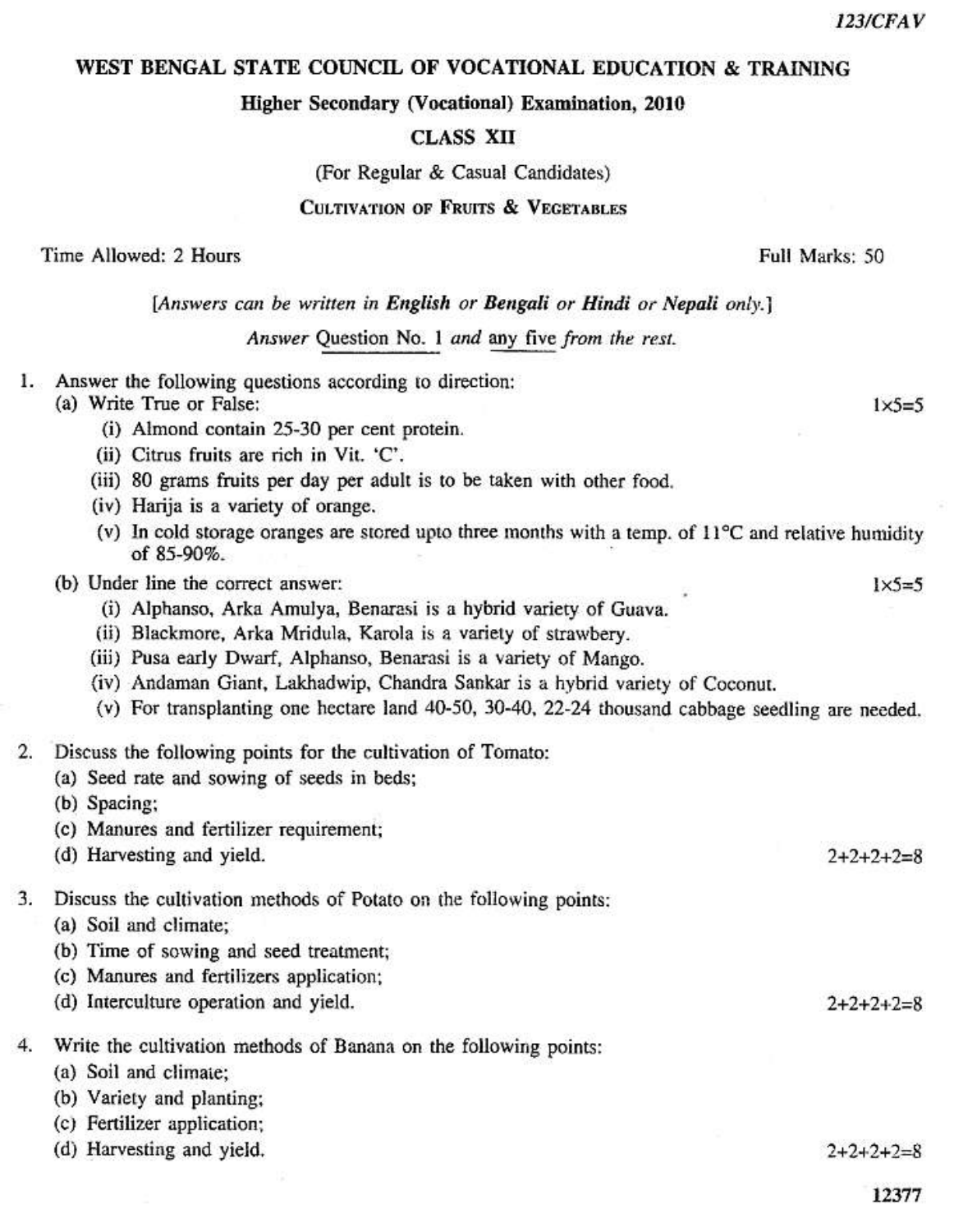# WEST BENGAL STATE COUNCIL OF VOCATIONAL EDUCATION & TRAINING

## Higher Secondary (Vocational) Examination, 2010

## CLASS XII

(For Regular & Casual Candidates)

### CULTIVATION OF FRUITS & VEGETABLES

Time Allowed: 2 Hours | Full Marks: 50

*[Answers can be written in **English** or **Bengali** or **Hindi** or **Nepali** only.]*

*Answer* Question No. 1 *and* any five *from the rest.*

1. Answer the following questions according to direction:

   (a) Write True or False: 1×5=5

   (i) Almond contain 25-30 per cent protein.

   (ii) Citrus fruits are rich in Vit. 'C'.

   (iii) 80 grams fruits per day per adult is to be taken with other food.

   (iv) Harija is a variety of orange.

   (v) In cold storage oranges are stored upto three months with a temp. of 11°C and relative humidity of 85-90%.

   (b) Under line the correct answer: 1×5=5

   (i) Alphanso, Arka Amulya, Benarasi is a hybrid variety of Guava.

   (ii) Blackmore, Arka Mridula, Karola is a variety of strawbery.

   (iii) Pusa early Dwarf, Alphanso, Benarasi is a variety of Mango.

   (iv) Andaman Giant, Lakhadwip, Chandra Sankar is a hybrid variety of Coconut.

   (v) For transplanting one hectare land 40-50, 30-40, 22-24 thousand cabbage seedling are needed.

2. Discuss the following points for the cultivation of Tomato:

   (a) Seed rate and sowing of seeds in beds;

   (b) Spacing;

   (c) Manures and fertilizer requirement;

   (d) Harvesting and yield. 2+2+2+2=8

3. Discuss the cultivation methods of Potato on the following points:

   (a) Soil and climate;

   (b) Time of sowing and seed treatment;

   (c) Manures and fertilizers application;

   (d) Interculture operation and yield. 2+2+2+2=8

4. Write the cultivation methods of Banana on the following points:

   (a) Soil and climate;

   (b) Variety and planting;

   (c) Fertilizer application;

   (d) Harvesting and yield. 2+2+2+2=8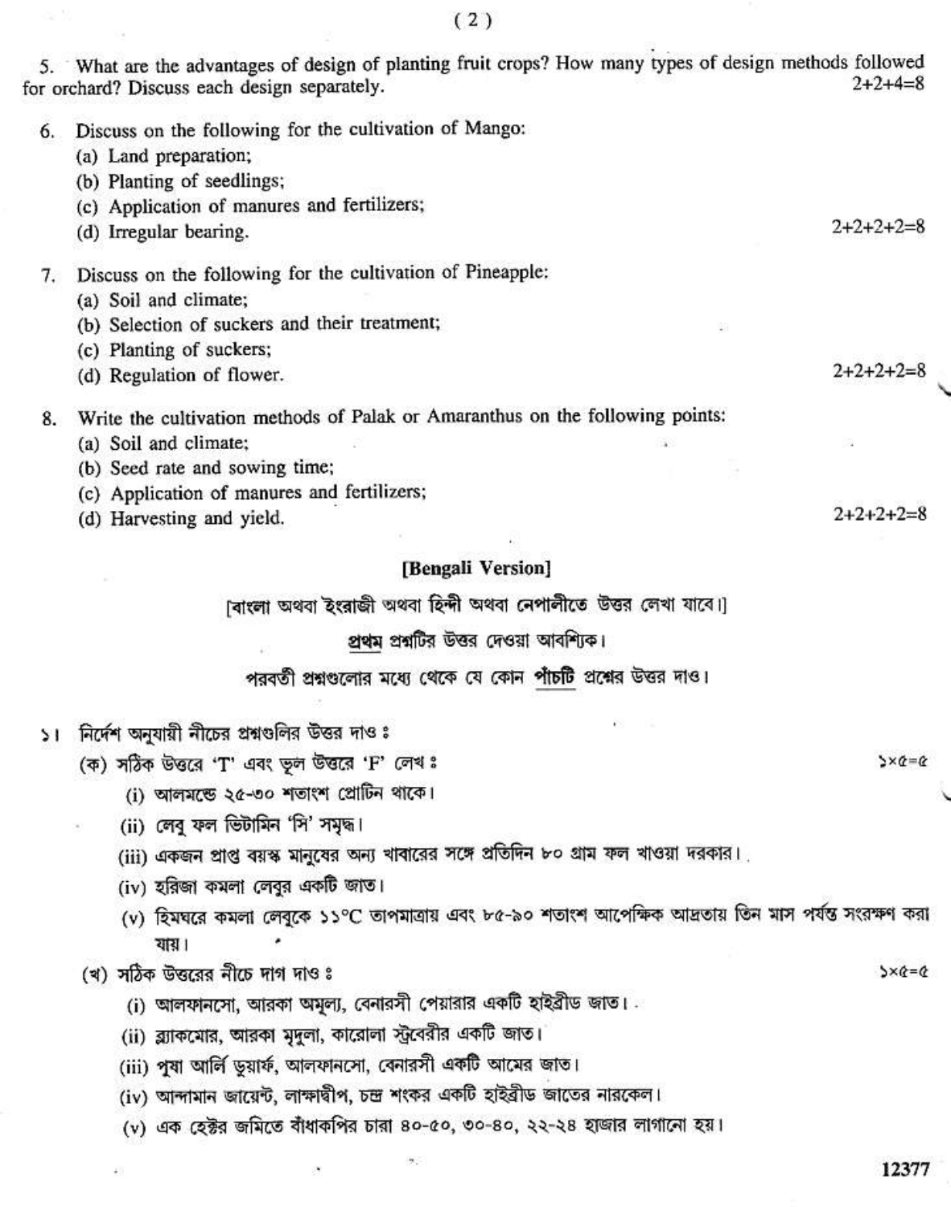5. What are the advantages of design of planting fruit crops? How many types of design methods followed for orchard? Discuss each design separately. 2+2+4=8

6. Discuss on the following for the cultivation of Mango:
   (a) Land preparation;
   (b) Planting of seedlings;
   (c) Application of manures and fertilizers;
   (d) Irregular bearing. 2+2+2+2=8

7. Discuss on the following for the cultivation of Pineapple:
   (a) Soil and climate;
   (b) Selection of suckers and their treatment;
   (c) Planting of suckers;
   (d) Regulation of flower. 2+2+2+2=8

8. Write the cultivation methods of Palak or Amaranthus on the following points:
   (a) Soil and climate;
   (b) Seed rate and sowing time;
   (c) Application of manures and fertilizers;
   (d) Harvesting and yield. 2+2+2+2=8

## [Bengali Version]

[বাংলা অথবা ইংরাজী অথবা হিন্দী অথবা নেপালীতে উত্তর লেখা যাবে।]

**প্রথম** প্রশ্নটির উত্তর দেওয়া আবশ্যিক।

পরবর্তী প্রশ্নগুলোর মধ্যে থেকে যে কোন **পাঁচটি** প্রশ্নের উত্তর দাও।

১। নির্দেশ অনুযায়ী নীচের প্রশ্নগুলির উত্তর দাও ঃ

(ক) সঠিক উত্তরে 'T' এবং ভুল উত্তরে 'F' লেখ ঃ ১×৫=৫

   (i) আলমন্ডে ২৫-৩০ শতাংশ প্রোটিন থাকে।
   (ii) লেবু ফল ভিটামিন 'সি' সমৃদ্ধ।
   (iii) একজন প্রাপ্ত বয়স্ক মানুষের অন্য খাবারের সঙ্গে প্রতিদিন ৮০ গ্রাম ফল খাওয়া দরকার।
   (iv) হরিজা কমলা লেবুর একটি জাত।
   (v) হিমঘরে কমলা লেবুকে ১১°C তাপমাত্রায় এবং ৮৫-৯০ শতাংশ আপেক্ষিক আদ্রতায় তিন মাস পর্যন্ত সংরক্ষণ করা যায়।

(খ) সঠিক উত্তরের নীচে দাগ দাও ঃ ১×৫=৫

   (i) আলফানসো, আরকা অমূল্য, বেনারসী পেয়ারার একটি হাইব্রীড জাত।
   (ii) ব্ল্যাকমোর, আরকা মৃদুলা, কারোলা স্ট্রবেরীর একটি জাত।
   (iii) পুষা আর্লি ডুয়ার্ফ, আলফানসো, বেনারসী একটি আমের জাত।
   (iv) আন্দামান জায়েন্ট, লাক্ষাদ্বীপ, চন্দ্র শংকর একটি হাইব্রীড জাতের নারকেল।
   (v) এক হেক্টর জমিতে বাঁধাকপির চারা ৪০-৫০, ৩০-৪০, ২২-২৪ হাজার লাগানো হয়।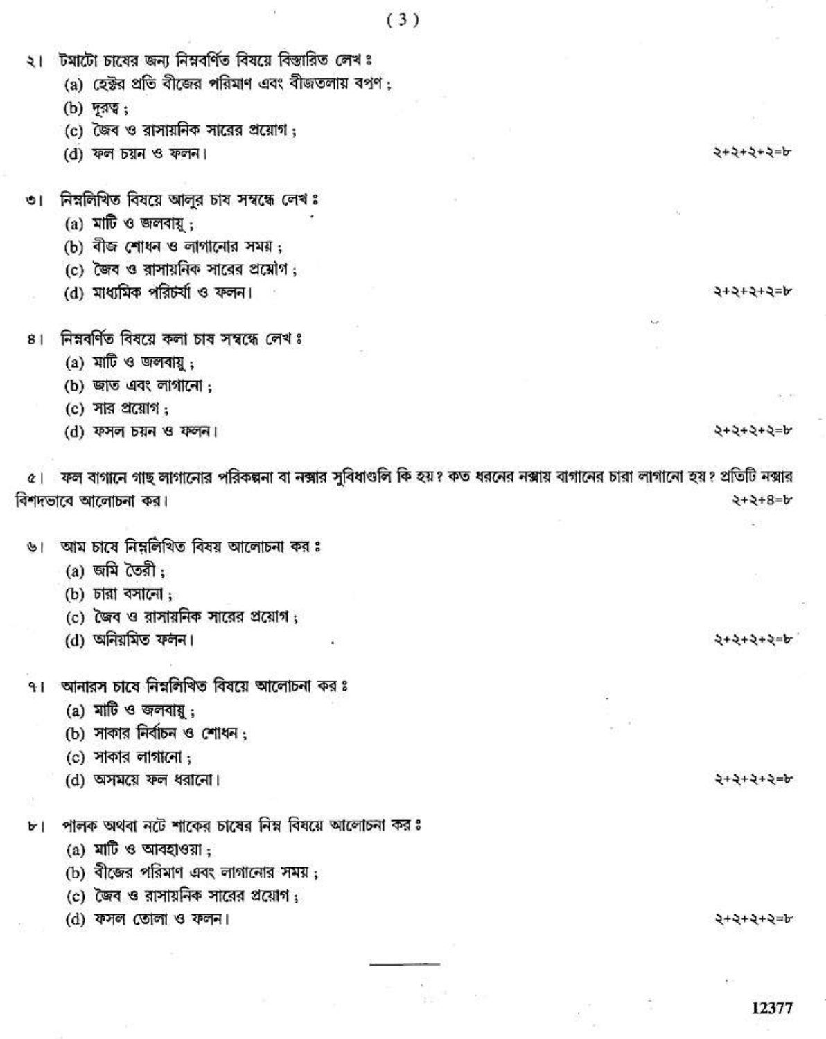২। টমাটো চাষের জন্য নিম্নবর্ণিত বিষয়ে বিস্তারিত লেখ :

(a) হেক্টর প্রতি বীজের পরিমাণ এবং বীজতলায় বপণ ;

(b) দূরত্ব ;

(c) জৈব ও রাসায়নিক সারের প্রয়োগ ;

(d) ফল চয়ন ও ফলন।

২+২+২+২=৮

৩। নিম্নলিখিত বিষয়ে আলুর চাষ সম্বন্ধে লেখ :

(a) মাটি ও জলবায়ু ;

(b) বীজ শোধন ও লাগানোর সময় ;

(c) জৈব ও রাসায়নিক সারের প্রয়োগ ;

(d) মাধ্যমিক পরিচর্যা ও ফলন।

২+২+২+২=৮

৪। নিম্নবর্ণিত বিষয়ে কলা চাষ সম্বন্ধে লেখ :

(a) মাটি ও জলবায়ু ;

(b) জাত এবং লাগানো ;

(c) সার প্রয়োগ ;

(d) ফসল চয়ন ও ফলন।

২+২+২+২=৮

৫। ফল বাগানে গাছ লাগানোর পরিকল্পনা বা নক্সার সুবিধাগুলি কি হয়? কত ধরনের নক্সায় বাগানের চারা লাগানো হয়? প্রতিটি নক্সার বিশদভাবে আলোচনা কর।

২+২+৪=৮

৬। আম চাষে নিম্নলিখিত বিষয় আলোচনা কর :

(a) জমি তৈরী ;

(b) চারা বসানো ;

(c) জৈব ও রাসায়নিক সারের প্রয়োগ ;

(d) অনিয়মিত ফলন।

২+২+২+২=৮

৭। আনারস চাষে নিম্নলিখিত বিষয়ে আলোচনা কর :

(a) মাটি ও জলবায়ু ;

(b) সাকার নির্বাচন ও শোধন ;

(c) সাকার লাগানো ;

(d) অসময়ে ফল ধরানো।

২+২+২+২=৮

৮। পালক অথবা নটে শাকের চাষের নিম্ন বিষয়ে আলোচনা কর :

(a) মাটি ও আবহাওয়া ;

(b) বীজের পরিমাণ এবং লাগানোর সময় ;

(c) জৈব ও রাসায়নিক সারের প্রয়োগ ;

(d) ফসল তোলা ও ফলন।

২+২+২+২=৮

---

12377